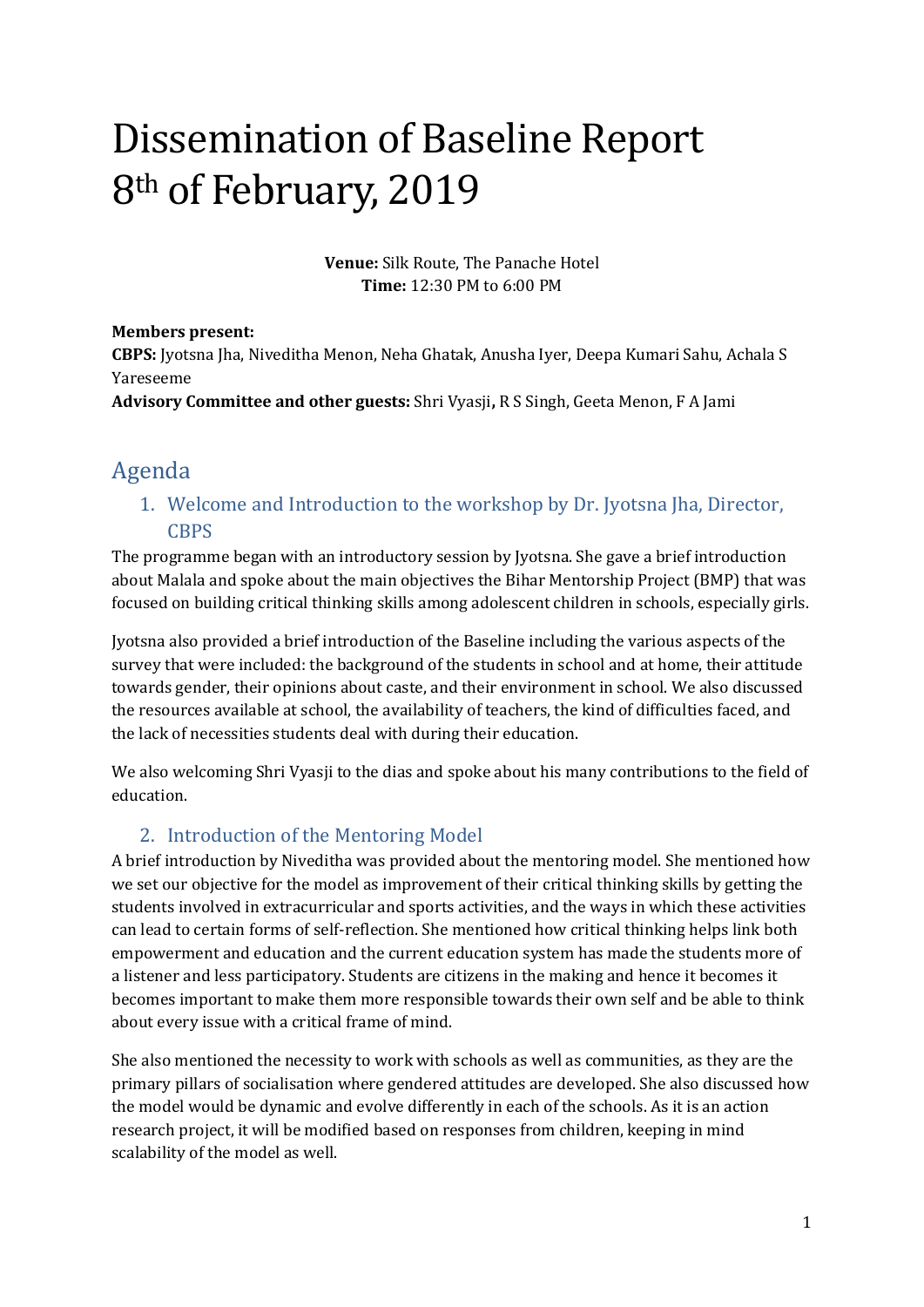# Dissemination of Baseline Report 8th of February, 2019

**Venue:** Silk Route, The Panache Hotel
**Time:** 12:30 PM to 6:00 PM

**Members present:**
**CBPS:** Jyotsna Jha, Niveditha Menon, Neha Ghatak, Anusha Iyer, Deepa Kumari Sahu, Achala S Yareseeme
**Advisory Committee and other guests:** Shri Vyasji**,** R S Singh, Geeta Menon, F A Jami

## Agenda

### 1. Welcome and Introduction to the workshop by Dr. Jyotsna Jha, Director, CBPS

The programme began with an introductory session by Jyotsna. She gave a brief introduction about Malala and spoke about the main objectives the Bihar Mentorship Project (BMP) that was focused on building critical thinking skills among adolescent children in schools, especially girls.

Jyotsna also provided a brief introduction of the Baseline including the various aspects of the survey that were included: the background of the students in school and at home, their attitude towards gender, their opinions about caste, and their environment in school. We also discussed the resources available at school, the availability of teachers, the kind of difficulties faced, and the lack of necessities students deal with during their education.

We also welcoming Shri Vyasji to the dias and spoke about his many contributions to the field of education.

### 2. Introduction of the Mentoring Model

A brief introduction by Niveditha was provided about the mentoring model. She mentioned how we set our objective for the model as improvement of their critical thinking skills by getting the students involved in extracurricular and sports activities, and the ways in which these activities can lead to certain forms of self-reflection. She mentioned how critical thinking helps link both empowerment and education and the current education system has made the students more of a listener and less participatory. Students are citizens in the making and hence it becomes it becomes important to make them more responsible towards their own self and be able to think about every issue with a critical frame of mind.

She also mentioned the necessity to work with schools as well as communities, as they are the primary pillars of socialisation where gendered attitudes are developed. She also discussed how the model would be dynamic and evolve differently in each of the schools. As it is an action research project, it will be modified based on responses from children, keeping in mind scalability of the model as well.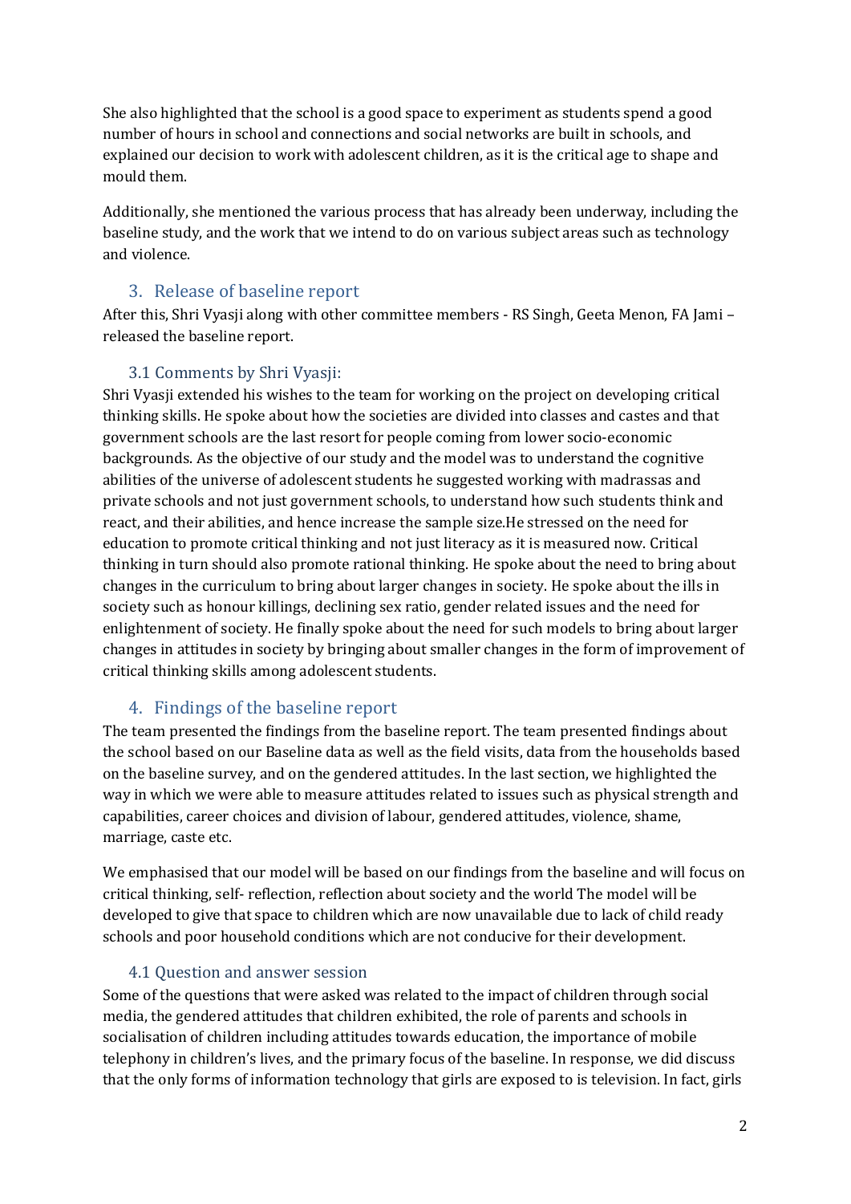She also highlighted that the school is a good space to experiment as students spend a good number of hours in school and connections and social networks are built in schools, and explained our decision to work with adolescent children, as it is the critical age to shape and mould them.

Additionally, she mentioned the various process that has already been underway, including the baseline study, and the work that we intend to do on various subject areas such as technology and violence.

## 3. Release of baseline report

After this, Shri Vyasji along with other committee members - RS Singh, Geeta Menon, FA Jami – released the baseline report.

### 3.1 Comments by Shri Vyasji:

Shri Vyasji extended his wishes to the team for working on the project on developing critical thinking skills. He spoke about how the societies are divided into classes and castes and that government schools are the last resort for people coming from lower socio-economic backgrounds. As the objective of our study and the model was to understand the cognitive abilities of the universe of adolescent students he suggested working with madrassas and private schools and not just government schools, to understand how such students think and react, and their abilities, and hence increase the sample size.He stressed on the need for education to promote critical thinking and not just literacy as it is measured now. Critical thinking in turn should also promote rational thinking. He spoke about the need to bring about changes in the curriculum to bring about larger changes in society. He spoke about the ills in society such as honour killings, declining sex ratio, gender related issues and the need for enlightenment of society. He finally spoke about the need for such models to bring about larger changes in attitudes in society by bringing about smaller changes in the form of improvement of critical thinking skills among adolescent students.

## 4. Findings of the baseline report

The team presented the findings from the baseline report. The team presented findings about the school based on our Baseline data as well as the field visits, data from the households based on the baseline survey, and on the gendered attitudes. In the last section, we highlighted the way in which we were able to measure attitudes related to issues such as physical strength and capabilities, career choices and division of labour, gendered attitudes, violence, shame, marriage, caste etc.

We emphasised that our model will be based on our findings from the baseline and will focus on critical thinking, self- reflection, reflection about society and the world The model will be developed to give that space to children which are now unavailable due to lack of child ready schools and poor household conditions which are not conducive for their development.

### 4.1 Question and answer session

Some of the questions that were asked was related to the impact of children through social media, the gendered attitudes that children exhibited, the role of parents and schools in socialisation of children including attitudes towards education, the importance of mobile telephony in children's lives, and the primary focus of the baseline. In response, we did discuss that the only forms of information technology that girls are exposed to is television. In fact, girls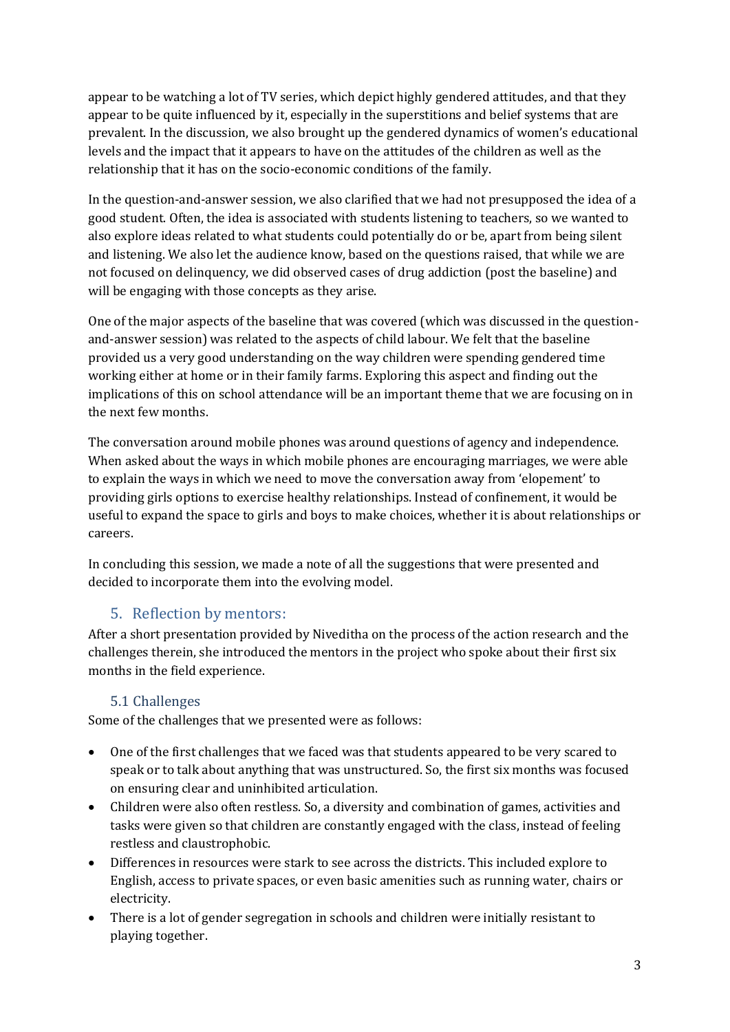appear to be watching a lot of TV series, which depict highly gendered attitudes, and that they appear to be quite influenced by it, especially in the superstitions and belief systems that are prevalent. In the discussion, we also brought up the gendered dynamics of women's educational levels and the impact that it appears to have on the attitudes of the children as well as the relationship that it has on the socio-economic conditions of the family.

In the question-and-answer session, we also clarified that we had not presupposed the idea of a good student. Often, the idea is associated with students listening to teachers, so we wanted to also explore ideas related to what students could potentially do or be, apart from being silent and listening. We also let the audience know, based on the questions raised, that while we are not focused on delinquency, we did observed cases of drug addiction (post the baseline) and will be engaging with those concepts as they arise.

One of the major aspects of the baseline that was covered (which was discussed in the question-and-answer session) was related to the aspects of child labour. We felt that the baseline provided us a very good understanding on the way children were spending gendered time working either at home or in their family farms. Exploring this aspect and finding out the implications of this on school attendance will be an important theme that we are focusing on in the next few months.

The conversation around mobile phones was around questions of agency and independence. When asked about the ways in which mobile phones are encouraging marriages, we were able to explain the ways in which we need to move the conversation away from 'elopement' to providing girls options to exercise healthy relationships. Instead of confinement, it would be useful to expand the space to girls and boys to make choices, whether it is about relationships or careers.

In concluding this session, we made a note of all the suggestions that were presented and decided to incorporate them into the evolving model.

## 5. Reflection by mentors:

After a short presentation provided by Niveditha on the process of the action research and the challenges therein, she introduced the mentors in the project who spoke about their first six months in the field experience.

### 5.1 Challenges

Some of the challenges that we presented were as follows:

- One of the first challenges that we faced was that students appeared to be very scared to speak or to talk about anything that was unstructured. So, the first six months was focused on ensuring clear and uninhibited articulation.
- Children were also often restless. So, a diversity and combination of games, activities and tasks were given so that children are constantly engaged with the class, instead of feeling restless and claustrophobic.
- Differences in resources were stark to see across the districts. This included explore to English, access to private spaces, or even basic amenities such as running water, chairs or electricity.
- There is a lot of gender segregation in schools and children were initially resistant to playing together.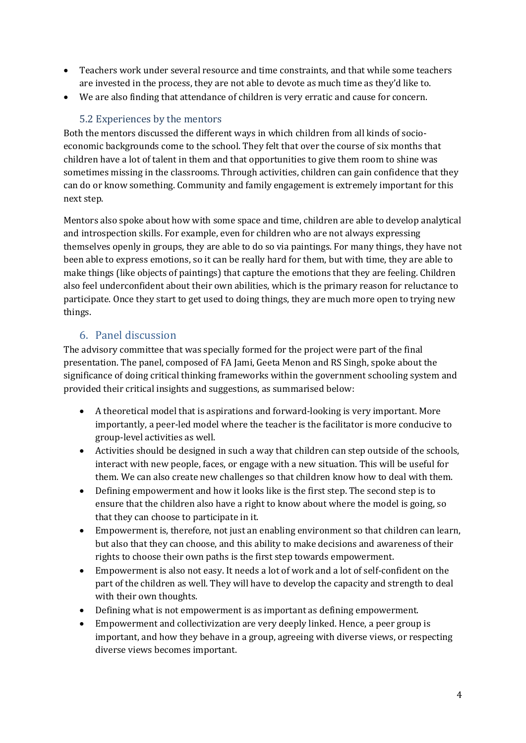- Teachers work under several resource and time constraints, and that while some teachers are invested in the process, they are not able to devote as much time as they'd like to.
- We are also finding that attendance of children is very erratic and cause for concern.

### 5.2 Experiences by the mentors

Both the mentors discussed the different ways in which children from all kinds of socio-economic backgrounds come to the school. They felt that over the course of six months that children have a lot of talent in them and that opportunities to give them room to shine was sometimes missing in the classrooms. Through activities, children can gain confidence that they can do or know something. Community and family engagement is extremely important for this next step.

Mentors also spoke about how with some space and time, children are able to develop analytical and introspection skills. For example, even for children who are not always expressing themselves openly in groups, they are able to do so via paintings. For many things, they have not been able to express emotions, so it can be really hard for them, but with time, they are able to make things (like objects of paintings) that capture the emotions that they are feeling. Children also feel underconfident about their own abilities, which is the primary reason for reluctance to participate. Once they start to get used to doing things, they are much more open to trying new things.

## 6. Panel discussion

The advisory committee that was specially formed for the project were part of the final presentation. The panel, composed of FA Jami, Geeta Menon and RS Singh, spoke about the significance of doing critical thinking frameworks within the government schooling system and provided their critical insights and suggestions, as summarised below:

- A theoretical model that is aspirations and forward-looking is very important. More importantly, a peer-led model where the teacher is the facilitator is more conducive to group-level activities as well.
- Activities should be designed in such a way that children can step outside of the schools, interact with new people, faces, or engage with a new situation. This will be useful for them. We can also create new challenges so that children know how to deal with them.
- Defining empowerment and how it looks like is the first step. The second step is to ensure that the children also have a right to know about where the model is going, so that they can choose to participate in it.
- Empowerment is, therefore, not just an enabling environment so that children can learn, but also that they can choose, and this ability to make decisions and awareness of their rights to choose their own paths is the first step towards empowerment.
- Empowerment is also not easy. It needs a lot of work and a lot of self-confident on the part of the children as well. They will have to develop the capacity and strength to deal with their own thoughts.
- Defining what is not empowerment is as important as defining empowerment.
- Empowerment and collectivization are very deeply linked. Hence, a peer group is important, and how they behave in a group, agreeing with diverse views, or respecting diverse views becomes important.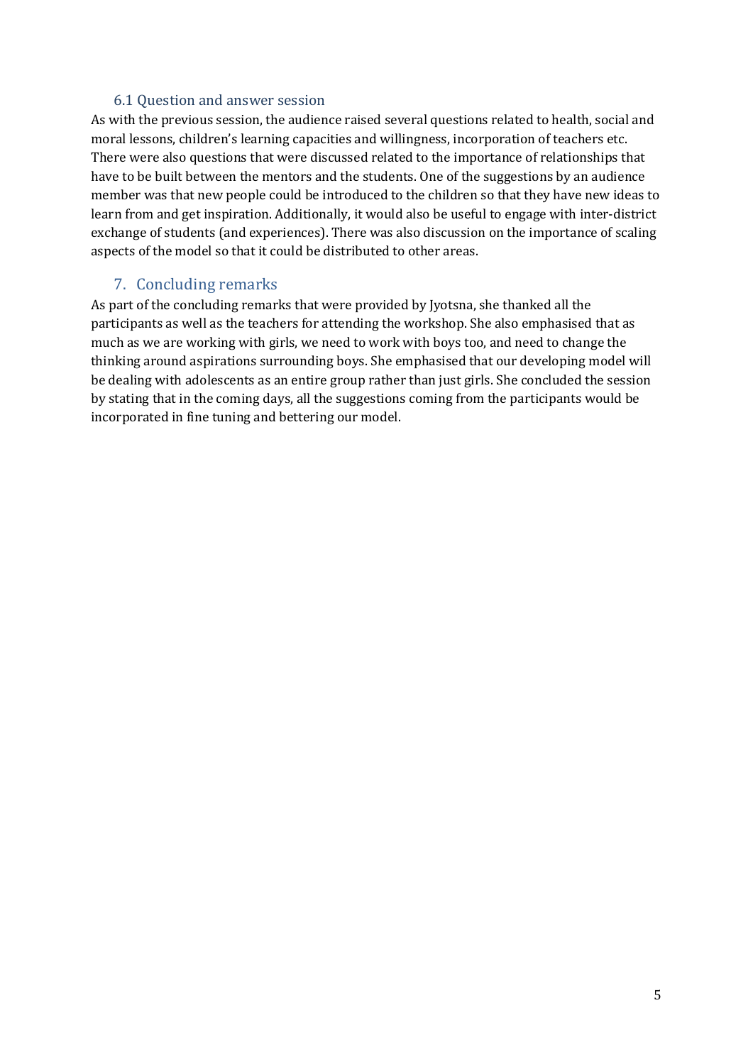### 6.1 Question and answer session

As with the previous session, the audience raised several questions related to health, social and moral lessons, children's learning capacities and willingness, incorporation of teachers etc. There were also questions that were discussed related to the importance of relationships that have to be built between the mentors and the students. One of the suggestions by an audience member was that new people could be introduced to the children so that they have new ideas to learn from and get inspiration. Additionally, it would also be useful to engage with inter-district exchange of students (and experiences). There was also discussion on the importance of scaling aspects of the model so that it could be distributed to other areas.

## 7. Concluding remarks

As part of the concluding remarks that were provided by Jyotsna, she thanked all the participants as well as the teachers for attending the workshop. She also emphasised that as much as we are working with girls, we need to work with boys too, and need to change the thinking around aspirations surrounding boys. She emphasised that our developing model will be dealing with adolescents as an entire group rather than just girls. She concluded the session by stating that in the coming days, all the suggestions coming from the participants would be incorporated in fine tuning and bettering our model.